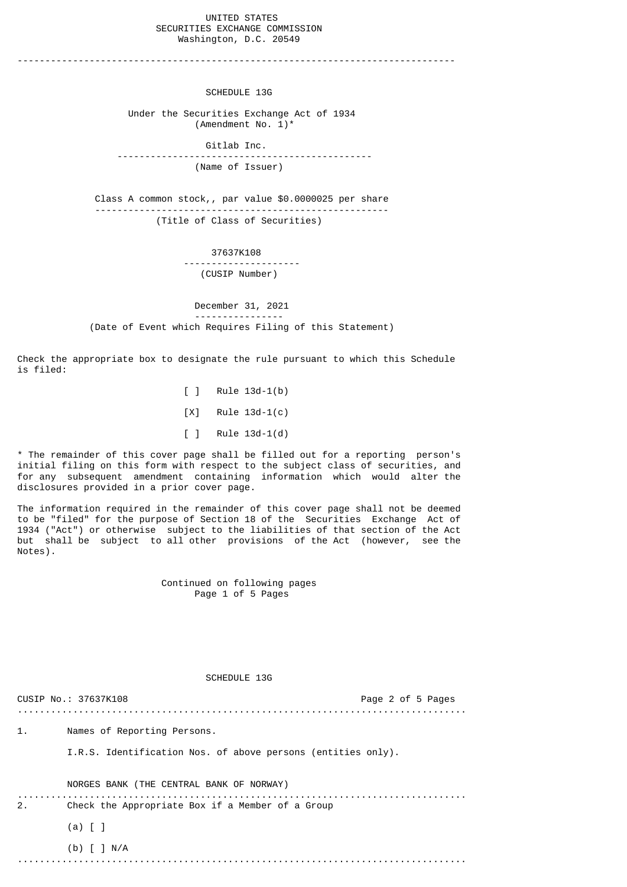UNITED STATES
SECURITIES EXCHANGE COMMISSION
Washington, D.C. 20549

---

# SCHEDULE 13G

Under the Securities Exchange Act of 1934
(Amendment No. 1)*

Gitlab Inc.

(Name of Issuer)

Class A common stock,, par value $0.0000025 per share

(Title of Class of Securities)

37637K108

(CUSIP Number)

December 31, 2021

(Date of Event which Requires Filing of this Statement)

Check the appropriate box to designate the rule pursuant to which this Schedule is filed:

[ ] Rule 13d-1(b)

[X] Rule 13d-1(c)

[ ] Rule 13d-1(d)

* The remainder of this cover page shall be filled out for a reporting person's initial filing on this form with respect to the subject class of securities, and for any subsequent amendment containing information which would alter the disclosures provided in a prior cover page.

The information required in the remainder of this cover page shall not be deemed to be "filed" for the purpose of Section 18 of the Securities Exchange Act of 1934 ("Act") or otherwise subject to the liabilities of that section of the Act but shall be subject to all other provisions of the Act (however, see the Notes).

Continued on following pages

## SCHEDULE 13G

CUSIP No.: 37637K108

1. Names of Reporting Persons.

   I.R.S. Identification Nos. of above persons (entities only).

   NORGES BANK (THE CENTRAL BANK OF NORWAY)

2. Check the Appropriate Box if a Member of a Group

   (a) [ ]

   (b) [ ] N/A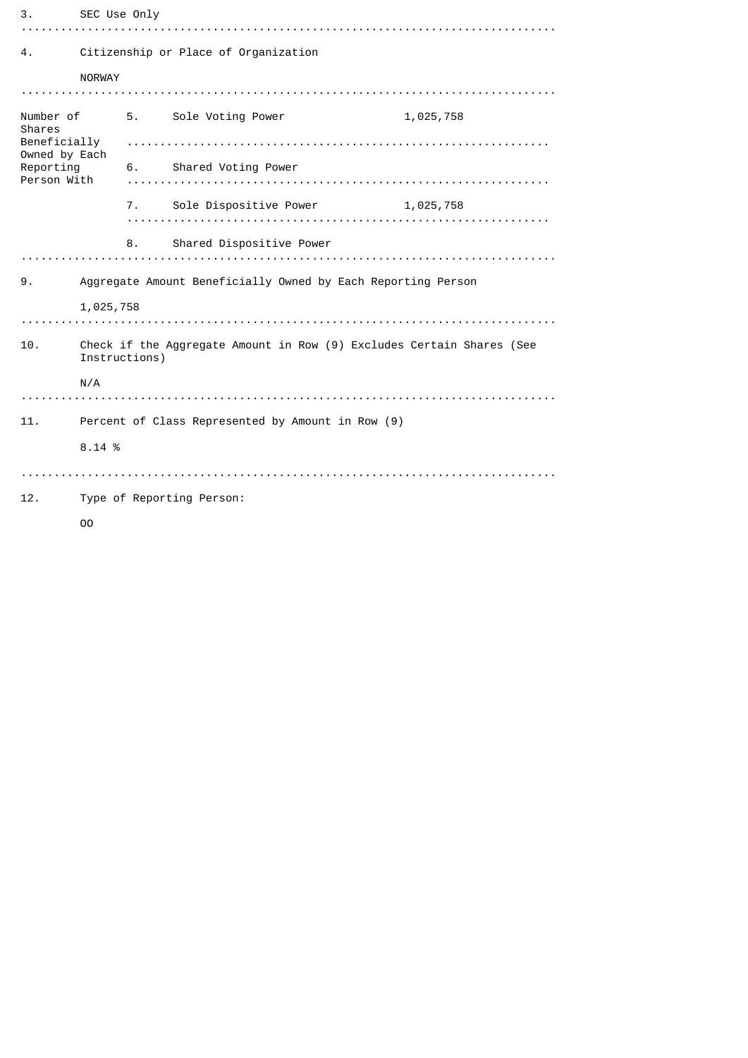3. SEC Use Only

4. Citizenship or Place of Organization

NORWAY

| Number of Shares Beneficially Owned by Each Reporting Person With | | | |
|---|---|---|---|
| | 5. | Sole Voting Power | 1,025,758 |
| | 6. | Shared Voting Power | |
| | 7. | Sole Dispositive Power | 1,025,758 |
| | 8. | Shared Dispositive Power | |

9. Aggregate Amount Beneficially Owned by Each Reporting Person

1,025,758

10. Check if the Aggregate Amount in Row (9) Excludes Certain Shares (See Instructions)

N/A

11. Percent of Class Represented by Amount in Row (9)

8.14 %

12. Type of Reporting Person:

OO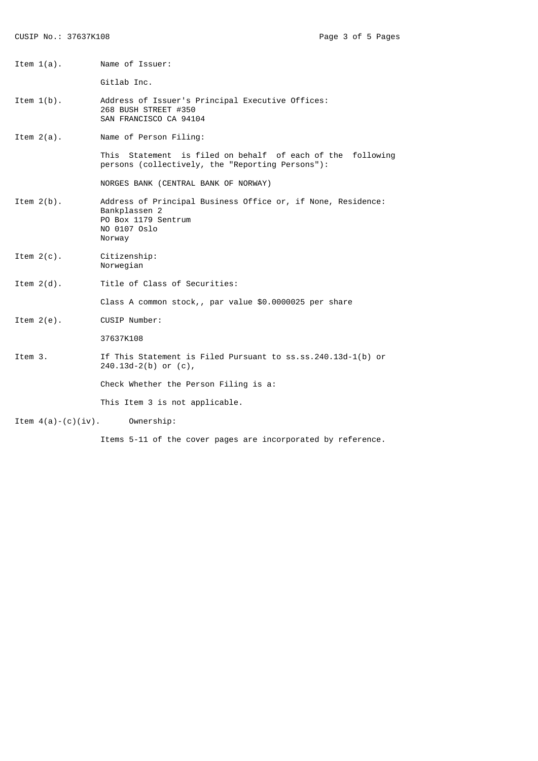Item 1(a). Name of Issuer:

Gitlab Inc.

Item 1(b). Address of Issuer's Principal Executive Offices:
268 BUSH STREET #350
SAN FRANCISCO CA 94104

Item 2(a). Name of Person Filing:

This Statement is filed on behalf of each of the following persons (collectively, the "Reporting Persons"):

NORGES BANK (CENTRAL BANK OF NORWAY)

Item 2(b). Address of Principal Business Office or, if None, Residence:
Bankplassen 2
PO Box 1179 Sentrum
NO 0107 Oslo
Norway

Item 2(c). Citizenship:
Norwegian

Item 2(d). Title of Class of Securities:

Class A common stock,, par value $0.0000025 per share

Item 2(e). CUSIP Number:

37637K108

Item 3. If This Statement is Filed Pursuant to ss.ss.240.13d-1(b) or 240.13d-2(b) or (c),

Check Whether the Person Filing is a:

This Item 3 is not applicable.

Item 4(a)-(c)(iv). Ownership:

Items 5-11 of the cover pages are incorporated by reference.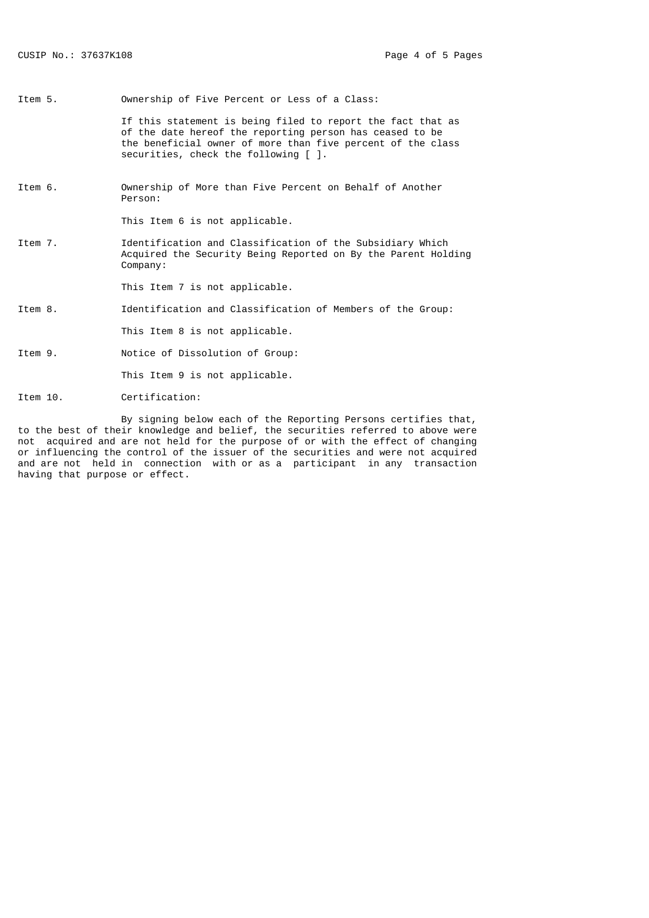Item 5. Ownership of Five Percent or Less of a Class:

If this statement is being filed to report the fact that as of the date hereof the reporting person has ceased to be the beneficial owner of more than five percent of the class securities, check the following [ ].

Item 6. Ownership of More than Five Percent on Behalf of Another Person:

This Item 6 is not applicable.

Item 7. Identification and Classification of the Subsidiary Which Acquired the Security Being Reported on By the Parent Holding Company:

This Item 7 is not applicable.

Item 8. Identification and Classification of Members of the Group:

This Item 8 is not applicable.

Item 9. Notice of Dissolution of Group:

This Item 9 is not applicable.

Item 10. Certification:

By signing below each of the Reporting Persons certifies that, to the best of their knowledge and belief, the securities referred to above were not acquired and are not held for the purpose of or with the effect of changing or influencing the control of the issuer of the securities and were not acquired and are not held in connection with or as a participant in any transaction having that purpose or effect.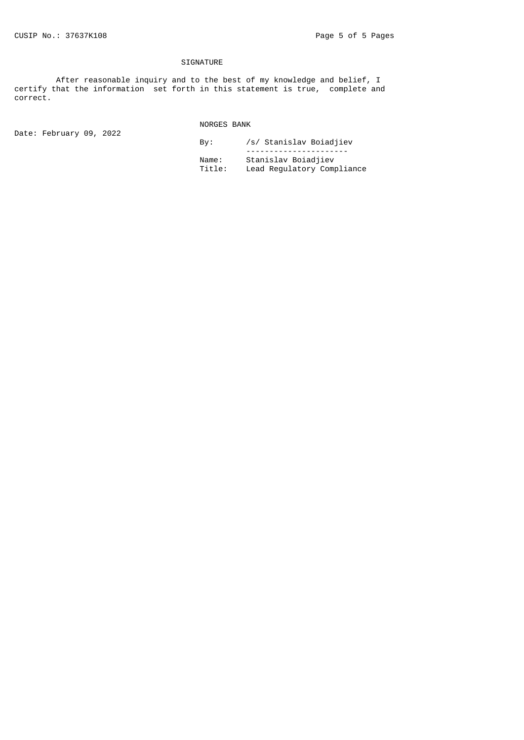## SIGNATURE

After reasonable inquiry and to the best of my knowledge and belief, I certify that the information set forth in this statement is true, complete and correct.

Date: February 09, 2022

NORGES BANK

By: /s/ Stanislav Boiadjiev

Name: Stanislav Boiadjiev
Title: Lead Regulatory Compliance